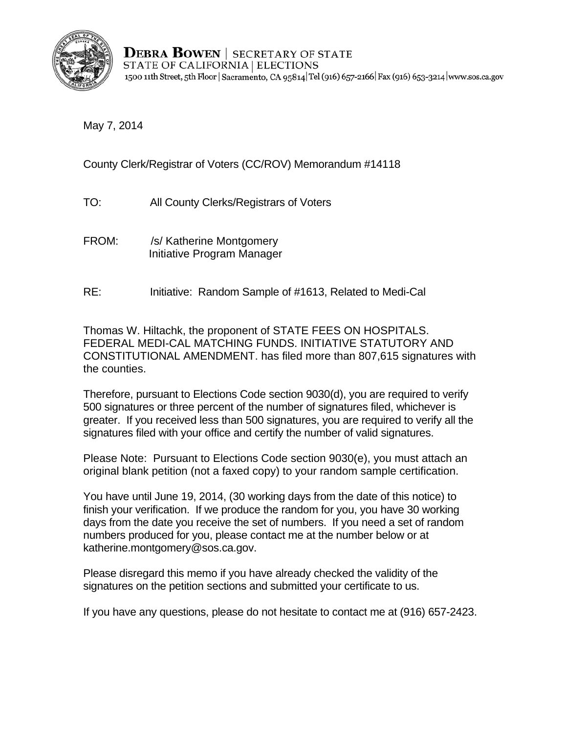**DEBRA BOWEN** | SECRETARY OF STATE
STATE OF CALIFORNIA | ELECTIONS
1500 11th Street, 5th Floor | Sacramento, CA 95814 | Tel (916) 657-2166 | Fax (916) 653-3214 | www.sos.ca.gov

May 7, 2014

County Clerk/Registrar of Voters (CC/ROV) Memorandum #14118

TO: All County Clerks/Registrars of Voters

FROM: /s/ Katherine Montgomery
Initiative Program Manager

RE: Initiative: Random Sample of #1613, Related to Medi-Cal

Thomas W. Hiltachk, the proponent of STATE FEES ON HOSPITALS. FEDERAL MEDI-CAL MATCHING FUNDS. INITIATIVE STATUTORY AND CONSTITUTIONAL AMENDMENT. has filed more than 807,615 signatures with the counties.

Therefore, pursuant to Elections Code section 9030(d), you are required to verify 500 signatures or three percent of the number of signatures filed, whichever is greater. If you received less than 500 signatures, you are required to verify all the signatures filed with your office and certify the number of valid signatures.

Please Note: Pursuant to Elections Code section 9030(e), you must attach an original blank petition (not a faxed copy) to your random sample certification.

You have until June 19, 2014, (30 working days from the date of this notice) to finish your verification. If we produce the random for you, you have 30 working days from the date you receive the set of numbers. If you need a set of random numbers produced for you, please contact me at the number below or at katherine.montgomery@sos.ca.gov.

Please disregard this memo if you have already checked the validity of the signatures on the petition sections and submitted your certificate to us.

If you have any questions, please do not hesitate to contact me at (916) 657-2423.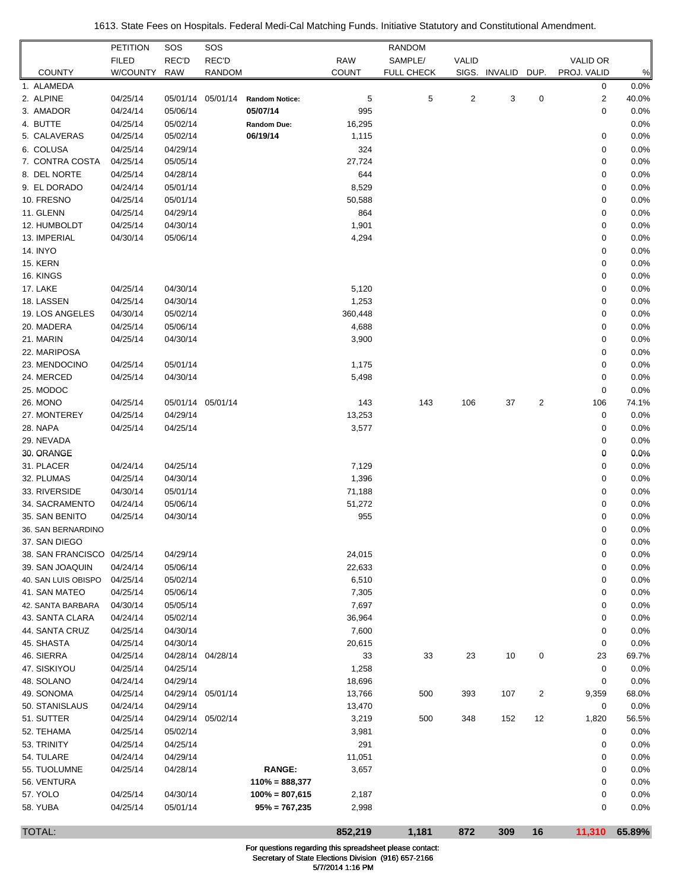1613. State Fees on Hospitals. Federal Medi-Cal Matching Funds. Initiative Statutory and Constitutional Amendment.

| COUNTY | PETITION FILED W/COUNTY | SOS REC'D RAW | SOS REC'D RANDOM | | RAW COUNT | RANDOM SAMPLE/ FULL CHECK | VALID SIGS. | INVALID | DUP. | VALID OR PROJ. VALID | % |
|---|---|---|---|---|---|---|---|---|---|---|---|
| 1. ALAMEDA | | | | | | | | | | 0 | 0.0% |
| 2. ALPINE | 04/25/14 | 05/01/14 | 05/01/14 | **Random Notice:** | 5 | 5 | 2 | 3 | 0 | 2 | 40.0% |
| 3. AMADOR | 04/24/14 | 05/06/14 | | **05/07/14** | 995 | | | | | 0 | 0.0% |
| 4. BUTTE | 04/25/14 | 05/02/14 | | **Random Due:** | 16,295 | | | | | | 0.0% |
| 5. CALAVERAS | 04/25/14 | 05/02/14 | | **06/19/14** | 1,115 | | | | | 0 | 0.0% |
| 6. COLUSA | 04/25/14 | 04/29/14 | | | 324 | | | | | 0 | 0.0% |
| 7. CONTRA COSTA | 04/25/14 | 05/05/14 | | | 27,724 | | | | | 0 | 0.0% |
| 8. DEL NORTE | 04/25/14 | 04/28/14 | | | 644 | | | | | 0 | 0.0% |
| 9. EL DORADO | 04/24/14 | 05/01/14 | | | 8,529 | | | | | 0 | 0.0% |
| 10. FRESNO | 04/25/14 | 05/01/14 | | | 50,588 | | | | | 0 | 0.0% |
| 11. GLENN | 04/25/14 | 04/29/14 | | | 864 | | | | | 0 | 0.0% |
| 12. HUMBOLDT | 04/25/14 | 04/30/14 | | | 1,901 | | | | | 0 | 0.0% |
| 13. IMPERIAL | 04/30/14 | 05/06/14 | | | 4,294 | | | | | 0 | 0.0% |
| 14. INYO | | | | | | | | | | 0 | 0.0% |
| 15. KERN | | | | | | | | | | 0 | 0.0% |
| 16. KINGS | | | | | | | | | | 0 | 0.0% |
| 17. LAKE | 04/25/14 | 04/30/14 | | | 5,120 | | | | | 0 | 0.0% |
| 18. LASSEN | 04/25/14 | 04/30/14 | | | 1,253 | | | | | 0 | 0.0% |
| 19. LOS ANGELES | 04/30/14 | 05/02/14 | | | 360,448 | | | | | 0 | 0.0% |
| 20. MADERA | 04/25/14 | 05/06/14 | | | 4,688 | | | | | 0 | 0.0% |
| 21. MARIN | 04/25/14 | 04/30/14 | | | 3,900 | | | | | 0 | 0.0% |
| 22. MARIPOSA | | | | | | | | | | 0 | 0.0% |
| 23. MENDOCINO | 04/25/14 | 05/01/14 | | | 1,175 | | | | | 0 | 0.0% |
| 24. MERCED | 04/25/14 | 04/30/14 | | | 5,498 | | | | | 0 | 0.0% |
| 25. MODOC | | | | | | | | | | 0 | 0.0% |
| 26. MONO | 04/25/14 | 05/01/14 | 05/01/14 | | 143 | 143 | 106 | 37 | 2 | 106 | 74.1% |
| 27. MONTEREY | 04/25/14 | 04/29/14 | | | 13,253 | | | | | 0 | 0.0% |
| 28. NAPA | 04/25/14 | 04/25/14 | | | 3,577 | | | | | 0 | 0.0% |
| 29. NEVADA | | | | | | | | | | 0 | 0.0% |
| 30. ORANGE | | | | | | | | | | 0 | 0.0% |
| 31. PLACER | 04/24/14 | 04/25/14 | | | 7,129 | | | | | 0 | 0.0% |
| 32. PLUMAS | 04/25/14 | 04/30/14 | | | 1,396 | | | | | 0 | 0.0% |
| 33. RIVERSIDE | 04/30/14 | 05/01/14 | | | 71,188 | | | | | 0 | 0.0% |
| 34. SACRAMENTO | 04/24/14 | 05/06/14 | | | 51,272 | | | | | 0 | 0.0% |
| 35. SAN BENITO | 04/25/14 | 04/30/14 | | | 955 | | | | | 0 | 0.0% |
| 36. SAN BERNARDINO | | | | | | | | | | 0 | 0.0% |
| 37. SAN DIEGO | | | | | | | | | | 0 | 0.0% |
| 38. SAN FRANCISCO | 04/25/14 | 04/29/14 | | | 24,015 | | | | | 0 | 0.0% |
| 39. SAN JOAQUIN | 04/24/14 | 05/06/14 | | | 22,633 | | | | | 0 | 0.0% |
| 40. SAN LUIS OBISPO | 04/25/14 | 05/02/14 | | | 6,510 | | | | | 0 | 0.0% |
| 41. SAN MATEO | 04/25/14 | 05/06/14 | | | 7,305 | | | | | 0 | 0.0% |
| 42. SANTA BARBARA | 04/30/14 | 05/05/14 | | | 7,697 | | | | | 0 | 0.0% |
| 43. SANTA CLARA | 04/24/14 | 05/02/14 | | | 36,964 | | | | | 0 | 0.0% |
| 44. SANTA CRUZ | 04/25/14 | 04/30/14 | | | 7,600 | | | | | 0 | 0.0% |
| 45. SHASTA | 04/25/14 | 04/30/14 | | | 20,615 | | | | | 0 | 0.0% |
| 46. SIERRA | 04/25/14 | 04/28/14 | 04/28/14 | | 33 | 33 | 23 | 10 | 0 | 23 | 69.7% |
| 47. SISKIYOU | 04/25/14 | 04/25/14 | | | 1,258 | | | | | 0 | 0.0% |
| 48. SOLANO | 04/24/14 | 04/29/14 | | | 18,696 | | | | | 0 | 0.0% |
| 49. SONOMA | 04/25/14 | 04/29/14 | 05/01/14 | | 13,766 | 500 | 393 | 107 | 2 | 9,359 | 68.0% |
| 50. STANISLAUS | 04/24/14 | 04/29/14 | | | 13,470 | | | | | 0 | 0.0% |
| 51. SUTTER | 04/25/14 | 04/29/14 | 05/02/14 | | 3,219 | 500 | 348 | 152 | 12 | 1,820 | 56.5% |
| 52. TEHAMA | 04/25/14 | 05/02/14 | | | 3,981 | | | | | 0 | 0.0% |
| 53. TRINITY | 04/25/14 | 04/25/14 | | | 291 | | | | | 0 | 0.0% |
| 54. TULARE | 04/24/14 | 04/29/14 | | | 11,051 | | | | | 0 | 0.0% |
| 55. TUOLUMNE | 04/25/14 | 04/28/14 | | **RANGE:** | 3,657 | | | | | 0 | 0.0% |
| 56. VENTURA | | | | **110% = 888,377** | | | | | | 0 | 0.0% |
| 57. YOLO | 04/25/14 | 04/30/14 | | **100% = 807,615** | 2,187 | | | | | 0 | 0.0% |
| 58. YUBA | 04/25/14 | 05/01/14 | | **95% = 767,235** | 2,998 | | | | | 0 | 0.0% |
| TOTAL: | | | | | **852,219** | **1,181** | **872** | **309** | **16** | **11,310** | **65.89%** |

For questions regarding this spreadsheet please contact:
Secretary of State Elections Division (916) 657-2166
5/7/2014 1:16 PM